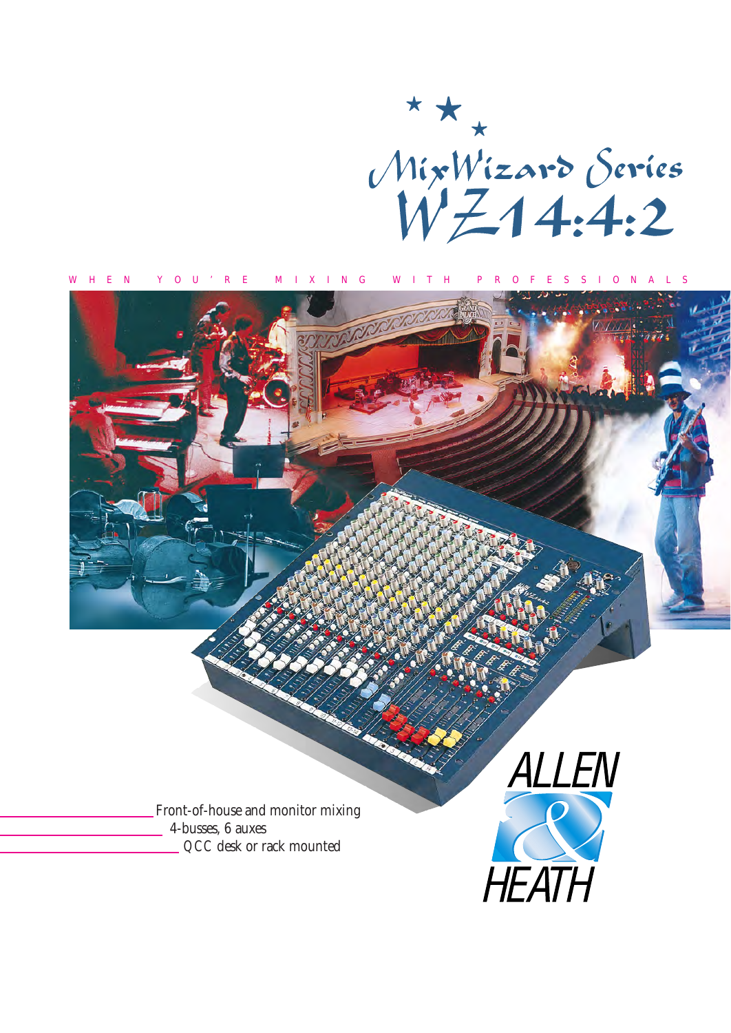# MixWizard Series WZ14:4:2

WHEN YOU'RE MIXING WITH PROFESSIONALS

Front-of-house and monitor mixing

4-busses, 6 auxes

QCC desk or rack mounted

ALLEN & HEATH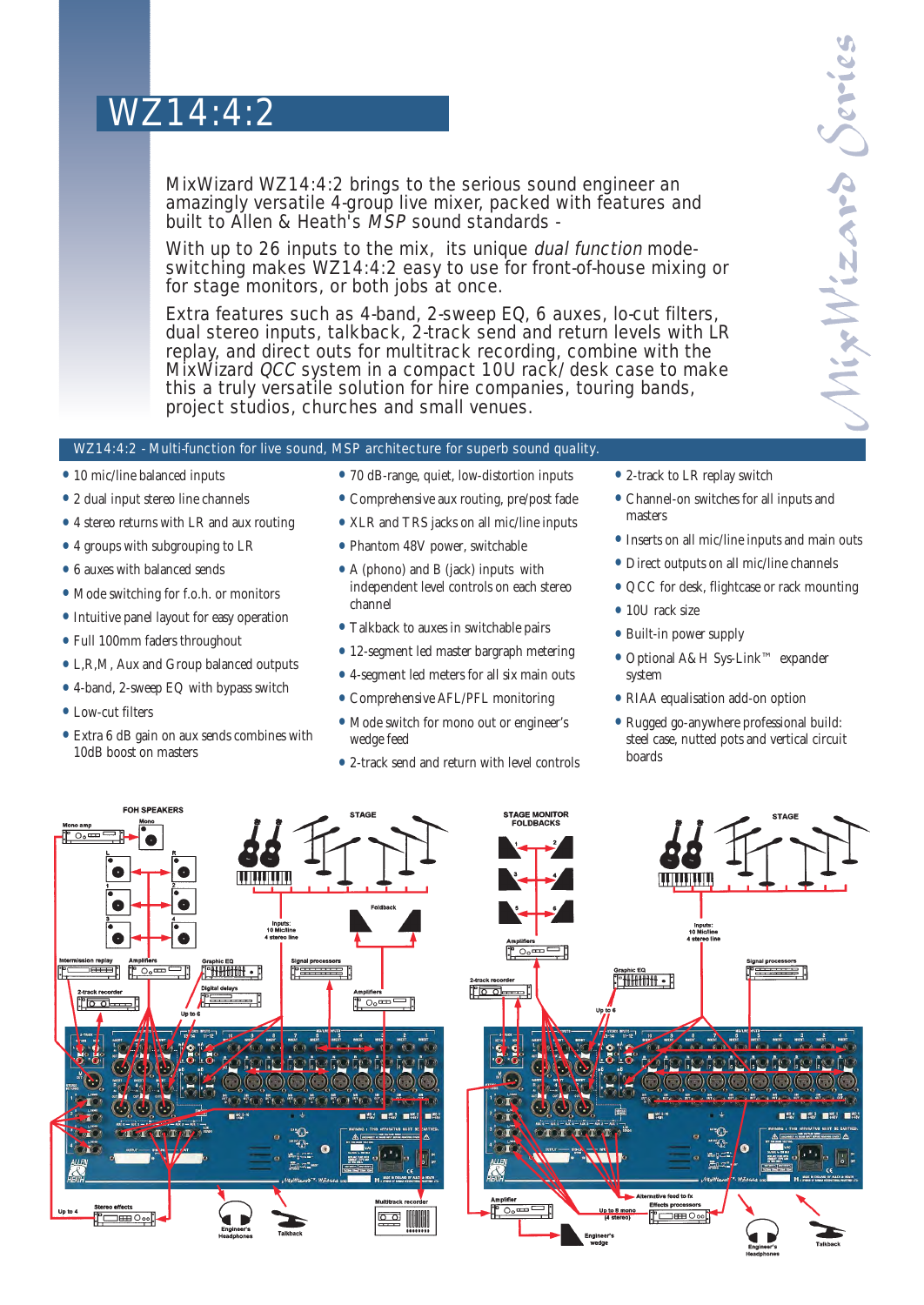# WZ14:4:2

MixWizard WZ14:4:2 brings to the serious sound engineer an amazingly versatile 4-group live mixer, packed with features and built to Allen & Heath's *MSP* sound standards -

With up to 26 inputs to the mix, its unique *dual function* mode-switching makes WZ14:4:2 easy to use for front-of-house mixing or for stage monitors, or both jobs at once.

Extra features such as 4-band, 2-sweep EQ, 6 auxes, lo-cut filters, dual stereo inputs, talkback, 2-track send and return levels with LR replay, and direct outs for multitrack recording, combine with the MixWizard *QCC* system in a compact 10U rack/ desk case to make this a truly versatile solution for hire companies, touring bands, project studios, churches and small venues.

MixWizard Series

## WZ14:4:2 - Multi-function for live sound, MSP architecture for superb sound quality.

- 10 mic/line balanced inputs
- 2 dual input stereo line channels
- 4 stereo returns with LR and aux routing
- 4 groups with subgrouping to LR
- 6 auxes with balanced sends
- Mode switching for f.o.h. or monitors
- Intuitive panel layout for easy operation
- Full 100mm faders throughout
- L,R,M, Aux and Group balanced outputs
- 4-band, 2-sweep EQ with bypass switch
- Low-cut filters
- Extra 6 dB gain on aux sends combines with 10dB boost on masters
- 70 dB-range, quiet, low-distortion inputs
- Comprehensive aux routing, pre/post fade
- XLR and TRS jacks on all mic/line inputs
- Phantom 48V power, switchable
- A (phono) and B (jack) inputs with independent level controls on each stereo channel
- Talkback to auxes in switchable pairs
- 12-segment led master bargraph metering
- 4-segment led meters for all six main outs
- Comprehensive AFL/PFL monitoring
- Mode switch for mono out or engineer's wedge feed
- 2-track send and return with level controls
- 2-track to LR replay switch
- Channel-on switches for all inputs and masters
- Inserts on all mic/line inputs and main outs
- Direct outputs on all mic/line channels
- QCC for desk, flightcase or rack mounting
- 10U rack size
- Built-in power supply
- Optional A&H Sys-Link™ expander system
- RIAA equalisation add-on option
- Rugged go-anywhere professional build: steel case, nutted pots and vertical circuit boards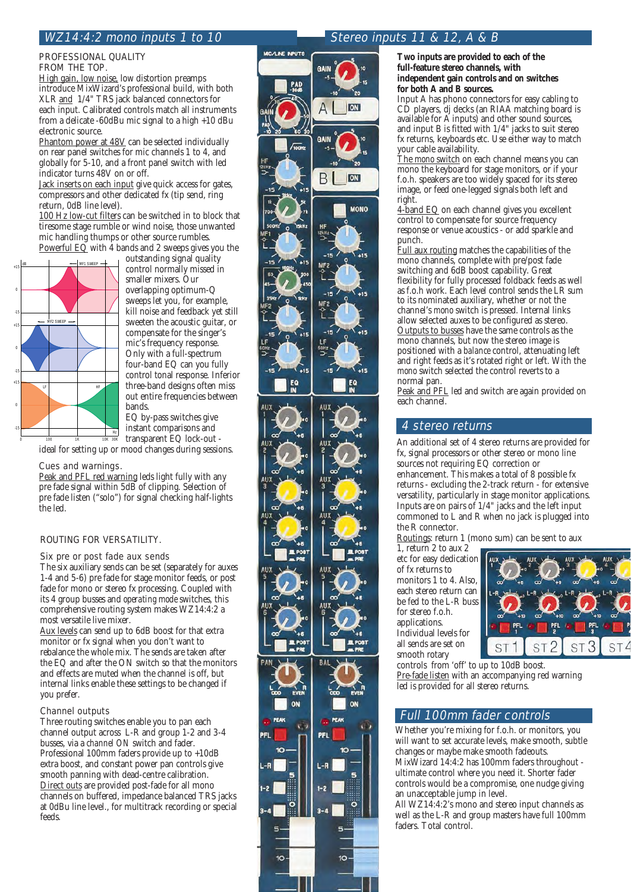## WZ14:4:2 mono inputs 1 to 10

PROFESSIONAL QUALITY FROM THE TOP.

High gain, low noise, low distortion preamps introduce MixWizard's professional build, with both XLR and 1/4" TRS jack balanced connectors for each input. Calibrated controls match all instruments from a delicate -60dBu mic signal to a high +10 dBu electronic source.

Phantom power at 48V can be selected individually on rear panel switches for mic channels 1 to 4, and globally for 5-10, and a front panel switch with led indicator turns 48V on or off.

Jack inserts on each input give quick access for gates, compressors and other dedicated fx (tip send, ring return, 0dB line level).

100 Hz low-cut filters can be switched in to block that tiresome stage rumble or wind noise, those unwanted mic handling thumps or other source rumbles.

Powerful EQ with 4 bands and 2 sweeps gives you the outstanding signal quality control normally missed in smaller mixers. Our overlapping optimum-Q sweeps let you, for example, kill noise and feedback yet still sweeten the acoustic guitar, or compensate for the singer's mic's frequency response. Only with a full-spectrum four-band EQ can you fully control tonal response. Inferior three-band designs often miss out entire frequencies between bands.

EQ by-pass switches give instant comparisons and transparent EQ lock-out - ideal for setting up or mood changes during sessions.

Cues and warnings.

Peak and PFL red warning leds light fully with any pre fade signal within 5dB of clipping. Selection of pre fade listen ("solo") for signal checking half-lights the led.

ROUTING FOR VERSATILITY.

Six pre or post fade aux sends

The six auxiliary sends can be set (separately for auxes 1-4 and 5-6) pre fade for stage monitor feeds, or post fade for mono or stereo fx processing. Coupled with its 4 group busses and *operating mode* switches, this comprehensive routing system makes WZ14:4:2 a most versatile live mixer.

Aux levels can send up to 6dB boost for that extra monitor or fx signal when you don't want to rebalance the whole mix. The sends are taken after the EQ and after the ON switch so that the monitors and effects are muted when the channel is off, but internal links enable these settings to be changed if you prefer.

Channel outputs

Three routing switches enable you to pan each channel output across L-R and group 1-2 and 3-4 busses, via a *channel ON* switch and fader. Professional 100mm faders provide up to +10dB extra boost, and constant power pan controls give smooth panning with dead-centre calibration.

Direct outs are provided post-fade for all mono channels on buffered, impedance balanced TRS jacks at 0dBu line level., for multitrack recording or special feeds.

## Stereo inputs 11 & 12, A & B

**Two inputs are provided to each of the full-feature stereo channels, with independent gain controls and on switches for both A and B sources.**

Input A has phono connectors for easy cabling to CD players, dj decks (an RIAA matching board is available for A inputs) and other sound sources, and input B is fitted with 1/4" jacks to suit stereo fx returns, keyboards etc. Use either way to match your cable availability.

The *mono* switch on each channel means you can mono the keyboard for stage monitors, or if your f.o.h. speakers are too widely spaced for its stereo image, or feed one-legged signals both left and right.

4-band EQ on each channel gives you excellent control to compensate for source frequency response or venue acoustics - or add sparkle and punch.

Full aux routing matches the capabilities of the mono channels, complete with pre/post fade switching and 6dB boost capability. Great flexibility for fully processed foldback feeds as well as f.o.h work. Each level control sends the LR sum to its nominated auxiliary, whether or not the channel's *mono* switch is pressed. Internal links allow selected auxes to be configured as stereo.

Outputs to busses have the same controls as the mono channels, but now the stereo image is positioned with a *balance* control, attenuating left and right feeds as it's rotated right or left. With the *mono* switch selected the control reverts to a normal pan.

Peak and PFL led and switch are again provided on each channel.

## 4 stereo returns

An additional set of 4 stereo returns are provided for fx, signal processors or other stereo or mono line sources not requiring EQ correction or enhancement. This makes a total of 8 possible fx returns - excluding the 2-track return - for extensive versatility, particularly in stage monitor applications. Inputs are on pairs of 1/4" jacks and the left input commoned to L and R when no jack is plugged into the R connector.

Routings: return 1 (mono sum) can be sent to aux 1, return 2 to aux 2 etc for easy dedication of fx returns to monitors 1 to 4. Also, each stereo return can be fed to the L-R buss for stereo f.o.h. applications. Individual levels for all sends are set on smooth rotary controls from 'off' to up to 10dB boost.

Pre-fade listen with an accompanying red warning led is provided for all stereo returns.

## Full 100mm fader controls

Whether you're mixing for f.o.h. or monitors, you will want to set accurate levels, make smooth, subtle changes or maybe make smooth fadeouts.

MixWizard 14:4:2 has 100mm faders throughout - ultimate control where you need it. Shorter fader controls would be a compromise, one nudge giving an unacceptable jump in level.

All WZ14:4:2's mono and stereo input channels as well as the L-R and group masters have full 100mm faders. Total control.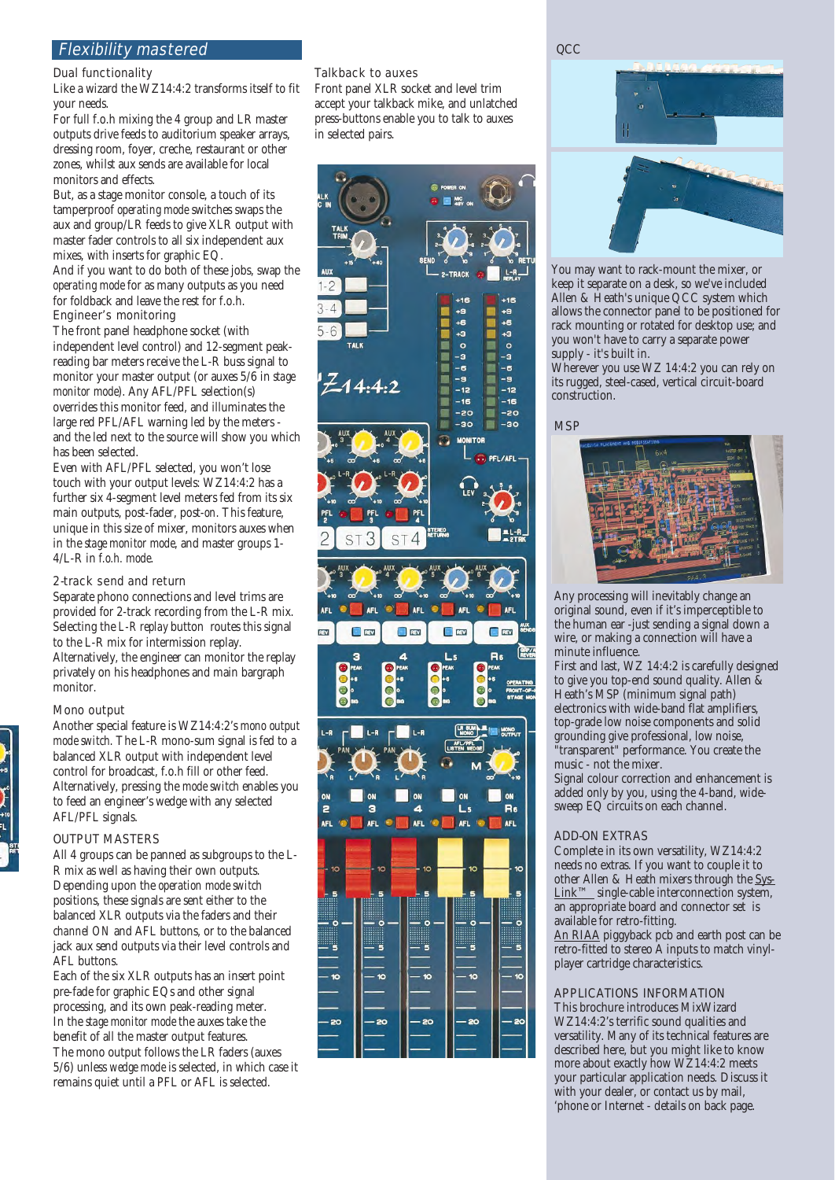## Flexibility mastered

### Dual functionality

Like a wizard the WZ14:4:2 transforms itself to fit your needs.

For full f.o.h mixing the 4 group and LR master outputs drive feeds to auditorium speaker arrays, dressing room, foyer, creche, restaurant or other zones, whilst aux sends are available for local monitors and effects.

But, as a stage monitor console, a touch of its tamperproof *operating mode* switches swaps the aux and group/LR feeds to give XLR output with master fader controls to all six independent aux mixes, with inserts for graphic EQ.

And if you want to do both of these jobs, swap the *operating mode* for as many outputs as you need for foldback and leave the rest for f.o.h.

### Engineer's monitoring

The front panel headphone socket (with independent level control) and 12-segment peak-reading bar meters receive the L-R buss signal to monitor your master output (or auxes 5/6 in *stage monitor mode*). Any AFL/PFL selection(s) overrides this monitor feed, and illuminates the large red PFL/AFL warning led by the meters - and the led next to the source will show you which has been selected.

Even with AFL/PFL selected, you won't lose touch with your output levels: WZ14:4:2 has a further six 4-segment level meters fed from its six main outputs, post-fader, post-on. This feature, unique in this size of mixer, monitors auxes when in the *stage monitor mode*, and master groups 1-4/L-R in *f.o.h. mode*.

### 2-track send and return

Separate phono connections and level trims are provided for 2-track recording from the L-R mix. Selecting the *L-R replay* button routes this signal to the L-R mix for intermission replay. Alternatively, the engineer can monitor the replay privately on his headphones and main bargraph monitor.

### Mono output

Another special feature is WZ14:4:2's *mono output mode switch*. The L-R mono-sum signal is fed to a balanced XLR output with independent level control for broadcast, f.o.h fill or other feed. Alternatively, pressing the *mode switch* enables you to feed an engineer's wedge with any selected AFL/PFL signals.

### OUTPUT MASTERS

All 4 groups can be panned as subgroups to the L-R mix as well as having their own outputs. Depending upon the *operation mode switch* positions, these signals are sent either to the balanced XLR outputs via the faders and their *channel* ON and AFL buttons, or to the balanced jack aux send outputs via their level controls and AFL buttons.

Each of the six XLR outputs has an insert point pre-fade for graphic EQs and other signal processing, and its own peak-reading meter. In the *stage monitor mode* the auxes take the benefit of all the master output features.

The mono output follows the LR faders (auxes 5/6) unless *wedge mode* is selected, in which case it remains quiet until a PFL or AFL is selected.

### Talkback to auxes

Front panel XLR socket and level trim accept your talkback mike, and unlatched press-buttons enable you to talk to auxes in selected pairs.

### QCC

You may want to rack-mount the mixer, or keep it separate on a desk, so we've included Allen & Heath's unique QCC system which allows the connector panel to be positioned for rack mounting or rotated for desktop use; and you won't have to carry a separate power supply - it's built in.

Wherever you use WZ 14:4:2 you can rely on its rugged, steel-cased, vertical circuit-board construction.

### MSP

Any processing will inevitably change an original sound, even if it's imperceptible to the human ear -just sending a signal down a wire, or making a connection will have a minute influence.

First and last, WZ 14:4:2 is carefully designed to give you top-end sound quality. Allen & Heath's MSP (minimum signal path) electronics with wide-band flat amplifiers, top-grade low noise components and solid grounding give professional, low noise, "transparent" performance. You create the music - not the mixer.

Signal colour correction and enhancement is added only by you, using the 4-band, wide-sweep EQ circuits on each channel.

### ADD-ON EXTRAS

Complete in its own versatility, WZ14:4:2 needs no extras. If you want to couple it to other Allen & Heath mixers through the Sys-Link™ single-cable interconnection system, an appropriate board and connector set is available for retro-fitting.

An RIAA piggyback pcb and earth post can be retro-fitted to stereo A inputs to match vinyl-player cartridge characteristics.

### APPLICATIONS INFORMATION

This brochure introduces MixWizard WZ14:4:2's terrific sound qualities and versatility. Many of its technical features are described here, but you might like to know more about exactly how WZ14:4:2 meets your particular application needs. Discuss it with your dealer, or contact us by mail, 'phone or Internet - details on back page.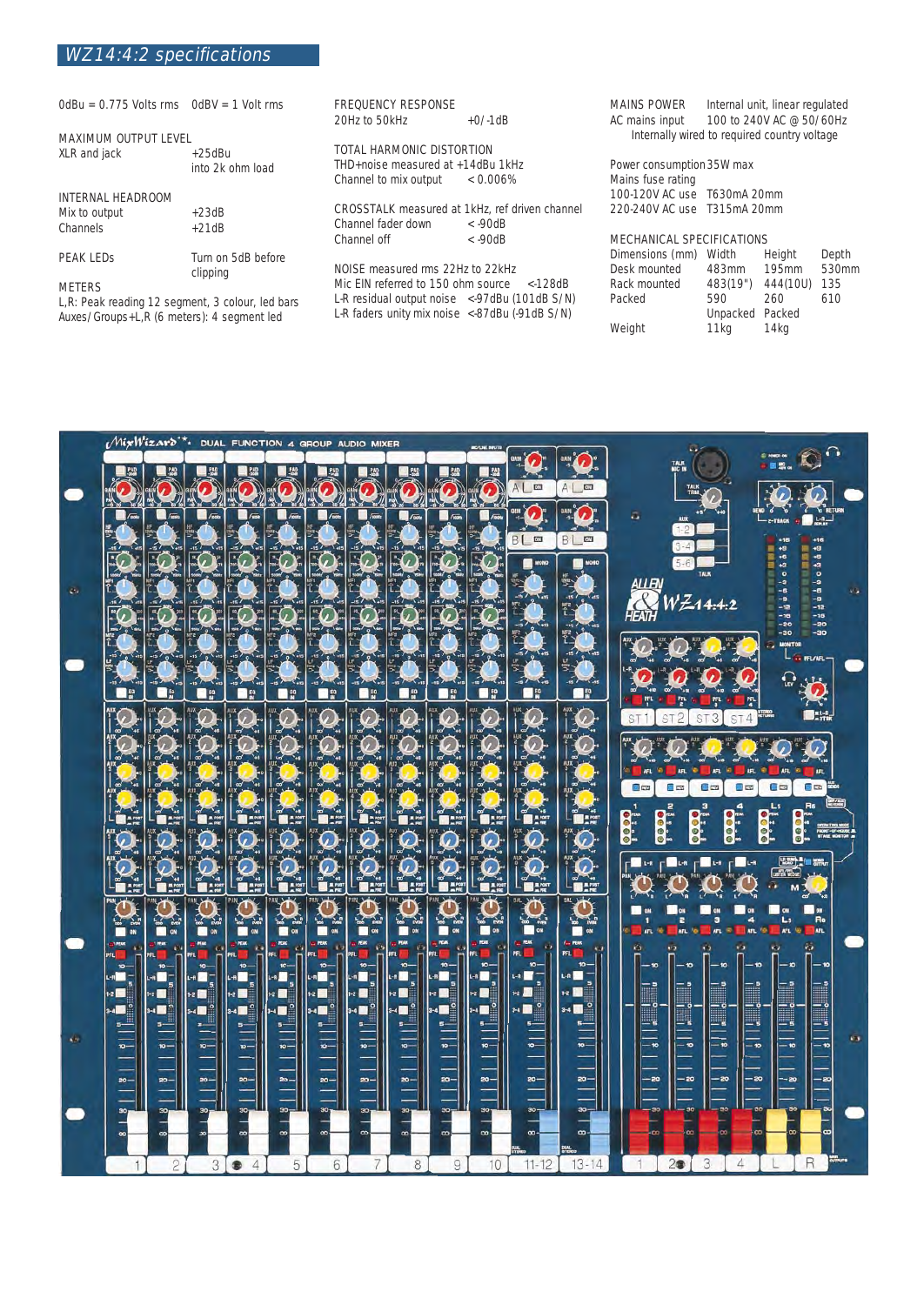# WZ14:4:2 specifications

0dBu = 0.775 Volts rms    0dBV = 1 Volt rms

MAXIMUM OUTPUT LEVEL

| | |
|---|---|
| XLR and jack | +25dBu into 2k ohm load |

INTERNAL HEADROOM

| | |
|---|---|
| Mix to output | +23dB |
| Channels | +21dB |

| | |
|---|---|
| PEAK LEDs | Turn on 5dB before clipping |

METERS

L,R: Peak reading 12 segment, 3 colour, led bars
Auxes/Groups+L,R (6 meters): 4 segment led

FREQUENCY RESPONSE

| | |
|---|---|
| 20Hz to 50kHz | +0/-1dB |

TOTAL HARMONIC DISTORTION
THD+noise measured at +14dBu 1kHz

| | |
|---|---|
| Channel to mix output | < 0.006% |

CROSSTALK measured at 1kHz, ref driven channel

| | |
|---|---|
| Channel fader down | < -90dB |
| Channel off | < -90dB |

NOISE measured rms 22Hz to 22kHz

| | |
|---|---|
| Mic EIN referred to 150 ohm source | <128dB |
| L-R residual output noise | <-97dBu (101dB S/N) |
| L-R faders unity mix noise | <-87dBu (-91dB S/N) |

| | |
|---|---|
| MAINS POWER | Internal unit, linear regulated |
| AC mains input | 100 to 240V AC @ 50/60Hz |

Internally wired to required country voltage

| | |
|---|---|
| Power consumption | 35W max |
| Mains fuse rating | |
| 100-120V AC use | T630mA 20mm |
| 220-240V AC use | T315mA 20mm |

MECHANICAL SPECIFICATIONS

| Dimensions (mm) | Width | Height | Depth |
|---|---|---|---|
| Desk mounted | 483mm | 195mm | 530mm |
| Rack mounted | 483(19") | 444(10U) | 135 |
| Packed | 590 | 260 | 610 |
| | Unpacked | Packed | |
| Weight | 11kg | 14kg | |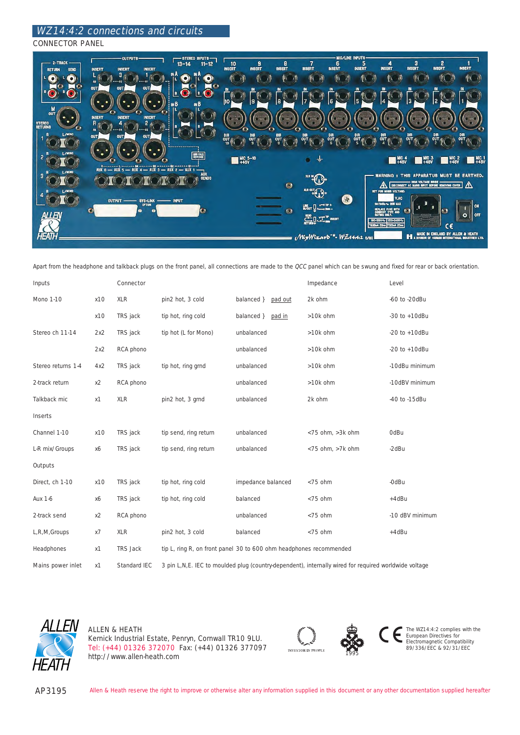## WZ14:4:2 connections and circuits

CONNECTOR PANEL

Apart from the headphone and talkback plugs on the front panel, all connections are made to the *QCC* panel which can be swung and fixed for rear or back orientation.

| Inputs | | Connector | | | Impedance | Level |
|---|---|---|---|---|---|---|
| Mono 1-10 | x10 | XLR | pin2 hot, 3 cold | balanced } pad out | 2k ohm | -60 to -20dBu |
| | x10 | TRS jack | tip hot, ring cold | balanced } pad in | >10k ohm | -30 to +10dBu |
| Stereo ch 11-14 | 2x2 | TRS jack | tip hot (L for Mono) | unbalanced | >10k ohm | -20 to +10dBu |
| | 2x2 | RCA phono | | unbalanced | >10k ohm | -20 to +10dBu |
| Stereo returns 1-4 | 4x2 | TRS jack | tip hot, ring grnd | unbalanced | >10k ohm | -10dBu minimum |
| 2-track return | x2 | RCA phono | | unbalanced | >10k ohm | -10dBV minimum |
| Talkback mic | x1 | XLR | pin2 hot, 3 grnd | unbalanced | 2k ohm | -40 to -15dBu |
| Inserts | | | | | | |
| Channel 1-10 | x10 | TRS jack | tip send, ring return | unbalanced | <75 ohm, >3k ohm | 0dBu |
| L-R mix/ Groups | x6 | TRS jack | tip send, ring return | unbalanced | <75 ohm, >7k ohm | -2dBu |
| Outputs | | | | | | |
| Direct, ch 1-10 | x10 | TRS jack | tip hot, ring cold | impedance balanced | <75 ohm | -0dBu |
| Aux 1-6 | x6 | TRS jack | tip hot, ring cold | balanced | <75 ohm | +4dBu |
| 2-track send | x2 | RCA phono | | unbalanced | <75 ohm | -10 dBV minimum |
| L,R,M,Groups | x7 | XLR | pin2 hot, 3 cold | balanced | <75 ohm | +4dBu |
| Headphones | x1 | TRS Jack | tip L, ring R, on front panel 30 to 600 ohm headphones recommended | | | |
| Mains power inlet | x1 | Standard IEC | 3 pin L,N,E. IEC to moulded plug (country-dependent), internally wired for required worldwide voltage | | | |

ALLEN & HEATH
Kernick Industrial Estate, Penryn, Cornwall TR10 9LU.
Tel: (+44) 01326 372070 Fax: (+44) 01326 377097
http://www.allen-heath.com

INVESTOR IN PEOPLE

1995

The WZ14:4:2 complies with the European Directives for Electromagnetic Compatibility 89/336/EEC & 92/31/EEC

AP3195

Allen & Heath reserve the right to improve or otherwise alter any information supplied in this document or any other documentation supplied hereafter